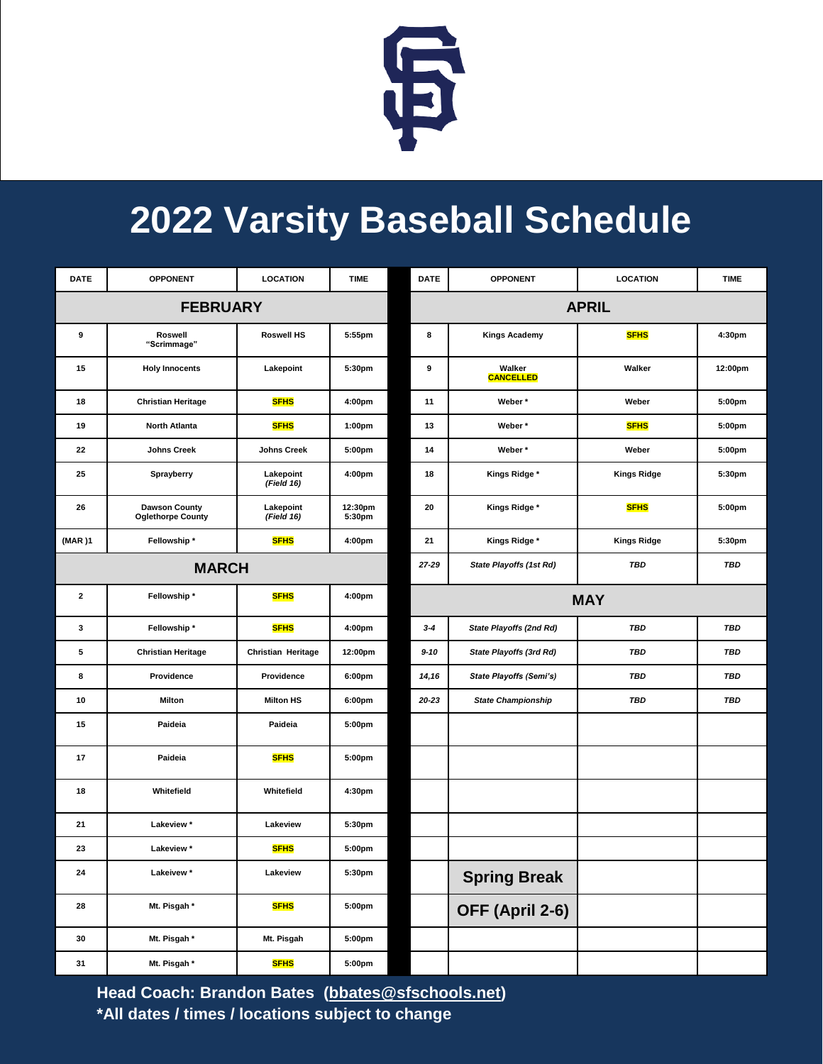# 2022 Varsity Baseball Schedule

| DATE | OPPONENT | LOCATION | TIME |
|---|---|---|---|
| **FEBRUARY** | | | |
| 9 | Roswell "Scrimmage" | Roswell HS | 5:55pm |
| 15 | Holy Innocents | Lakepoint | 5:30pm |
| 18 | Christian Heritage | SFHS | 4:00pm |
| 19 | North Atlanta | SFHS | 1:00pm |
| 22 | Johns Creek | Johns Creek | 5:00pm |
| 25 | Sprayberry | Lakepoint *(Field 16)* | 4:00pm |
| 26 | Dawson County Oglethorpe County | Lakepoint *(Field 16)* | 12:30pm 5:30pm |
| (MAR )1 | Fellowship * | SFHS | 4:00pm |
| **MARCH** | | | |
| 2 | Fellowship * | SFHS | 4:00pm |
| 3 | Fellowship * | SFHS | 4:00pm |
| 5 | Christian Heritage | Christian Heritage | 12:00pm |
| 8 | Providence | Providence | 6:00pm |
| 10 | Milton | Milton HS | 6:00pm |
| 15 | Paideia | Paideia | 5:00pm |
| 17 | Paideia | SFHS | 5:00pm |
| 18 | Whitefield | Whitefield | 4:30pm |
| 21 | Lakeview * | Lakeview | 5:30pm |
| 23 | Lakeview * | SFHS | 5:00pm |
| 24 | Lakeivew * | Lakeview | 5:30pm |
| 28 | Mt. Pisgah * | SFHS | 5:00pm |
| 30 | Mt. Pisgah * | Mt. Pisgah | 5:00pm |
| 31 | Mt. Pisgah * | SFHS | 5:00pm |

| DATE | OPPONENT | LOCATION | TIME |
|---|---|---|---|
| **APRIL** | | | |
| 8 | Kings Academy | SFHS | 4:30pm |
| 9 | Walker CANCELLED | Walker | 12:00pm |
| 11 | Weber * | Weber | 5:00pm |
| 13 | Weber * | SFHS | 5:00pm |
| 14 | Weber * | Weber | 5:00pm |
| 18 | Kings Ridge * | Kings Ridge | 5:30pm |
| 20 | Kings Ridge * | SFHS | 5:00pm |
| 21 | Kings Ridge * | Kings Ridge | 5:30pm |
| *27-29* | *State Playoffs (1st Rd)* | *TBD* | *TBD* |
| **MAY** | | | |
| *3-4* | *State Playoffs (2nd Rd)* | *TBD* | *TBD* |
| *9-10* | *State Playoffs (3rd Rd)* | *TBD* | *TBD* |
| *14,16* | *State Playoffs (Semi's)* | *TBD* | *TBD* |
| *20-23* | *State Championship* | *TBD* | *TBD* |
| | **Spring Break** | | |
| | **OFF (April 2-6)** | | |

**Head Coach: Brandon Bates (bbates@sfschools.net)**
**\*All dates / times / locations subject to change**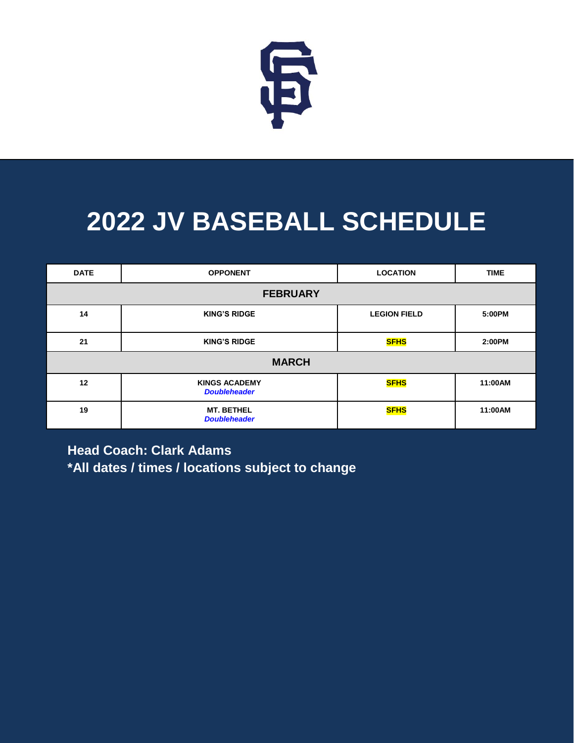# 2022 JV BASEBALL SCHEDULE

| DATE | OPPONENT | LOCATION | TIME |
| --- | --- | --- | --- |
| **FEBRUARY** | | | |
| 14 | KING'S RIDGE | LEGION FIELD | 5:00PM |
| 21 | KING'S RIDGE | SFHS | 2:00PM |
| **MARCH** | | | |
| 12 | KINGS ACADEMY *Doubleheader* | SFHS | 11:00AM |
| 19 | MT. BETHEL *Doubleheader* | SFHS | 11:00AM |

**Head Coach: Clark Adams**

**\*All dates / times / locations subject to change**